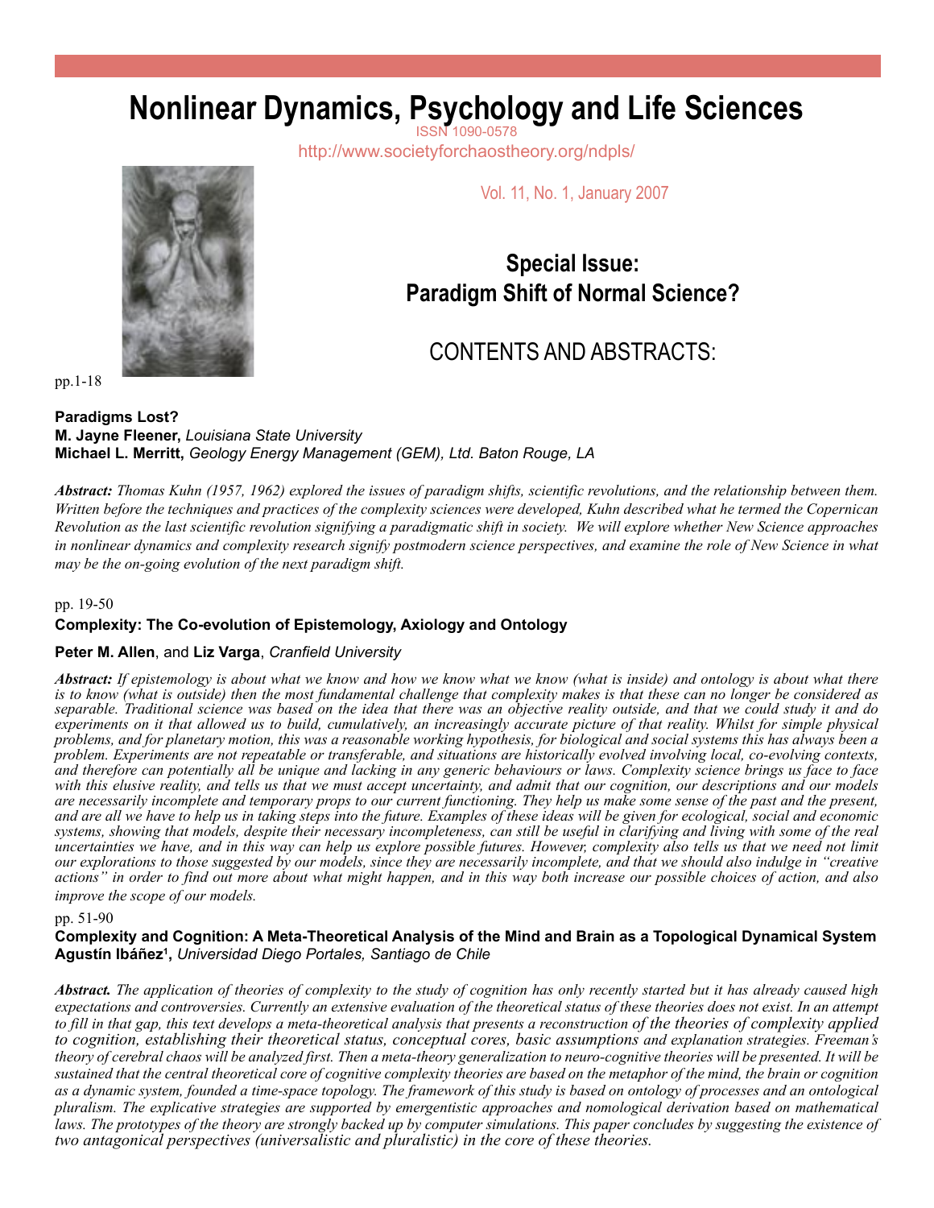# Nonlinear Dynamics, Psychology and Life Sciences

ISSN 1090-0578

http://www.societyforchaostheory.org/ndpls/

Vol. 11, No. 1, January 2007

## Special Issue: Paradigm Shift of Normal Science?

## CONTENTS AND ABSTRACTS:

pp.1-18

**Paradigms Lost?**
**M. Jayne Fleener,** *Louisiana State University*
**Michael L. Merritt,** *Geology Energy Management (GEM), Ltd. Baton Rouge, LA*

***Abstract:*** *Thomas Kuhn (1957, 1962) explored the issues of paradigm shifts, scientific revolutions, and the relationship between them. Written before the techniques and practices of the complexity sciences were developed, Kuhn described what he termed the Copernican Revolution as the last scientific revolution signifying a paradigmatic shift in society. We will explore whether New Science approaches in nonlinear dynamics and complexity research signify postmodern science perspectives, and examine the role of New Science in what may be the on-going evolution of the next paradigm shift.*

pp. 19-50

**Complexity: The Co-evolution of Epistemology, Axiology and Ontology**

**Peter M. Allen**, and **Liz Varga**, *Cranfield University*

***Abstract:*** *If epistemology is about what we know and how we know what we know (what is inside) and ontology is about what there is to know (what is outside) then the most fundamental challenge that complexity makes is that these can no longer be considered as separable. Traditional science was based on the idea that there was an objective reality outside, and that we could study it and do experiments on it that allowed us to build, cumulatively, an increasingly accurate picture of that reality. Whilst for simple physical problems, and for planetary motion, this was a reasonable working hypothesis, for biological and social systems this has always been a problem. Experiments are not repeatable or transferable, and situations are historically evolved involving local, co-evolving contexts, and therefore can potentially all be unique and lacking in any generic behaviours or laws. Complexity science brings us face to face with this elusive reality, and tells us that we must accept uncertainty, and admit that our cognition, our descriptions and our models are necessarily incomplete and temporary props to our current functioning. They help us make some sense of the past and the present, and are all we have to help us in taking steps into the future. Examples of these ideas will be given for ecological, social and economic systems, showing that models, despite their necessary incompleteness, can still be useful in clarifying and living with some of the real uncertainties we have, and in this way can help us explore possible futures. However, complexity also tells us that we need not limit our explorations to those suggested by our models, since they are necessarily incomplete, and that we should also indulge in "creative actions" in order to find out more about what might happen, and in this way both increase our possible choices of action, and also improve the scope of our models.*

pp. 51-90

**Complexity and Cognition: A Meta-Theoretical Analysis of the Mind and Brain as a Topological Dynamical System**
**Agustín Ibáñez[1],** *Universidad Diego Portales, Santiago de Chile*

***Abstract.*** *The application of theories of complexity to the study of cognition has only recently started but it has already caused high expectations and controversies. Currently an extensive evaluation of the theoretical status of these theories does not exist. In an attempt to fill in that gap, this text develops a meta-theoretical analysis that presents a reconstruction of the theories of complexity applied to cognition, establishing their theoretical status, conceptual cores, basic assumptions and explanation strategies. Freeman's theory of cerebral chaos will be analyzed first. Then a meta-theory generalization to neuro-cognitive theories will be presented. It will be sustained that the central theoretical core of cognitive complexity theories are based on the metaphor of the mind, the brain or cognition as a dynamic system, founded a time-space topology. The framework of this study is based on ontology of processes and an ontological pluralism. The explicative strategies are supported by emergentistic approaches and nomological derivation based on mathematical laws. The prototypes of the theory are strongly backed up by computer simulations. This paper concludes by suggesting the existence of two antagonical perspectives (universalistic and pluralistic) in the core of these theories.*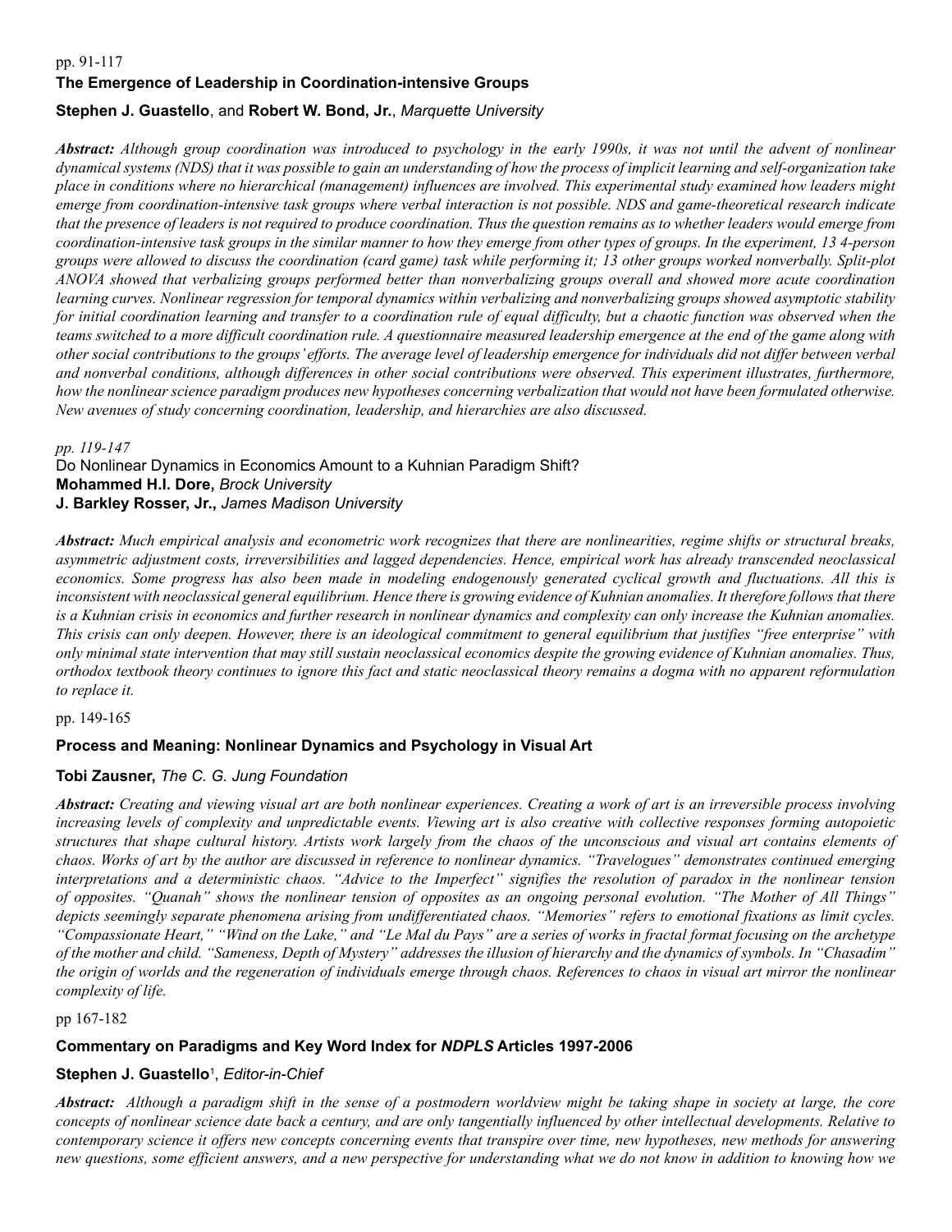pp. 91-117

### The Emergence of Leadership in Coordination-intensive Groups

**Stephen J. Guastello**, and **Robert W. Bond, Jr.**, *Marquette University*

***Abstract:*** *Although group coordination was introduced to psychology in the early 1990s, it was not until the advent of nonlinear dynamical systems (NDS) that it was possible to gain an understanding of how the process of implicit learning and self-organization take place in conditions where no hierarchical (management) influences are involved. This experimental study examined how leaders might emerge from coordination-intensive task groups where verbal interaction is not possible. NDS and game-theoretical research indicate that the presence of leaders is not required to produce coordination. Thus the question remains as to whether leaders would emerge from coordination-intensive task groups in the similar manner to how they emerge from other types of groups. In the experiment, 13 4-person groups were allowed to discuss the coordination (card game) task while performing it; 13 other groups worked nonverbally. Split-plot ANOVA showed that verbalizing groups performed better than nonverbalizing groups overall and showed more acute coordination learning curves. Nonlinear regression for temporal dynamics within verbalizing and nonverbalizing groups showed asymptotic stability for initial coordination learning and transfer to a coordination rule of equal difficulty, but a chaotic function was observed when the teams switched to a more difficult coordination rule. A questionnaire measured leadership emergence at the end of the game along with other social contributions to the groups' efforts. The average level of leadership emergence for individuals did not differ between verbal and nonverbal conditions, although differences in other social contributions were observed. This experiment illustrates, furthermore, how the nonlinear science paradigm produces new hypotheses concerning verbalization that would not have been formulated otherwise. New avenues of study concerning coordination, leadership, and hierarchies are also discussed.*

*pp. 119-147*

### Do Nonlinear Dynamics in Economics Amount to a Kuhnian Paradigm Shift?

**Mohammed H.I. Dore,** *Brock University*
**J. Barkley Rosser, Jr.,** *James Madison University*

***Abstract:*** *Much empirical analysis and econometric work recognizes that there are nonlinearities, regime shifts or structural breaks, asymmetric adjustment costs, irreversibilities and lagged dependencies. Hence, empirical work has already transcended neoclassical economics. Some progress has also been made in modeling endogenously generated cyclical growth and fluctuations. All this is inconsistent with neoclassical general equilibrium. Hence there is growing evidence of Kuhnian anomalies. It therefore follows that there is a Kuhnian crisis in economics and further research in nonlinear dynamics and complexity can only increase the Kuhnian anomalies. This crisis can only deepen. However, there is an ideological commitment to general equilibrium that justifies "free enterprise" with only minimal state intervention that may still sustain neoclassical economics despite the growing evidence of Kuhnian anomalies. Thus, orthodox textbook theory continues to ignore this fact and static neoclassical theory remains a dogma with no apparent reformulation to replace it.*

pp. 149-165

### Process and Meaning: Nonlinear Dynamics and Psychology in Visual Art

**Tobi Zausner,** *The C. G. Jung Foundation*

***Abstract:*** *Creating and viewing visual art are both nonlinear experiences. Creating a work of art is an irreversible process involving increasing levels of complexity and unpredictable events. Viewing art is also creative with collective responses forming autopoietic structures that shape cultural history. Artists work largely from the chaos of the unconscious and visual art contains elements of chaos. Works of art by the author are discussed in reference to nonlinear dynamics. "Travelogues" demonstrates continued emerging interpretations and a deterministic chaos. "Advice to the Imperfect" signifies the resolution of paradox in the nonlinear tension of opposites. "Quanah" shows the nonlinear tension of opposites as an ongoing personal evolution. "The Mother of All Things" depicts seemingly separate phenomena arising from undifferentiated chaos. "Memories" refers to emotional fixations as limit cycles. "Compassionate Heart," "Wind on the Lake," and "Le Mal du Pays" are a series of works in fractal format focusing on the archetype of the mother and child. "Sameness, Depth of Mystery" addresses the illusion of hierarchy and the dynamics of symbols. In "Chasadim" the origin of worlds and the regeneration of individuals emerge through chaos. References to chaos in visual art mirror the nonlinear complexity of life.*

pp 167-182

### Commentary on Paradigms and Key Word Index for *NDPLS* Articles 1997-2006

**Stephen J. Guastello**[1], *Editor-in-Chief*

***Abstract:*** *Although a paradigm shift in the sense of a postmodern worldview might be taking shape in society at large, the core concepts of nonlinear science date back a century, and are only tangentially influenced by other intellectual developments. Relative to contemporary science it offers new concepts concerning events that transpire over time, new hypotheses, new methods for answering new questions, some efficient answers, and a new perspective for understanding what we do not know in addition to knowing how we*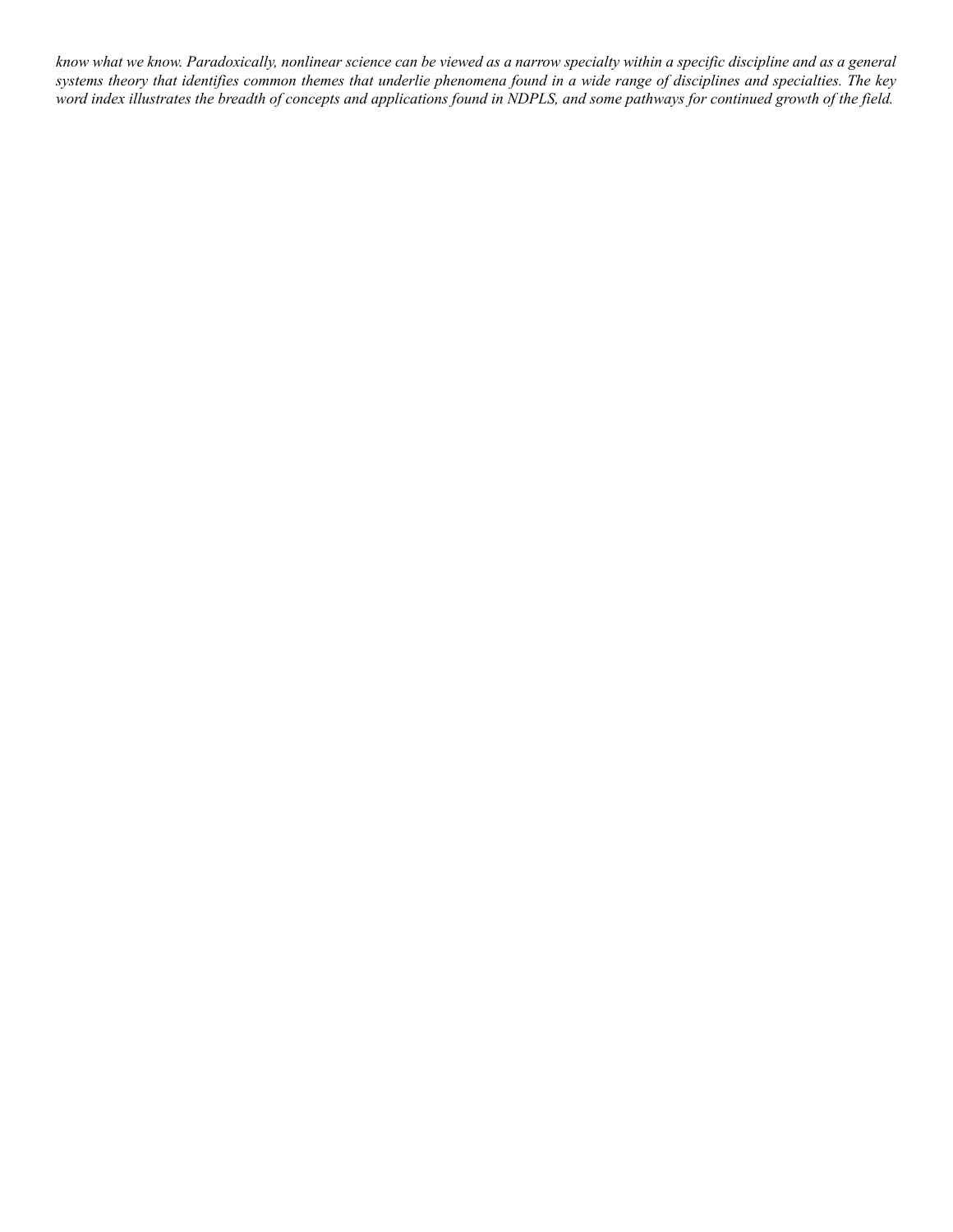*know what we know. Paradoxically, nonlinear science can be viewed as a narrow specialty within a specific discipline and as a general systems theory that identifies common themes that underlie phenomena found in a wide range of disciplines and specialties. The key word index illustrates the breadth of concepts and applications found in NDPLS, and some pathways for continued growth of the field.*